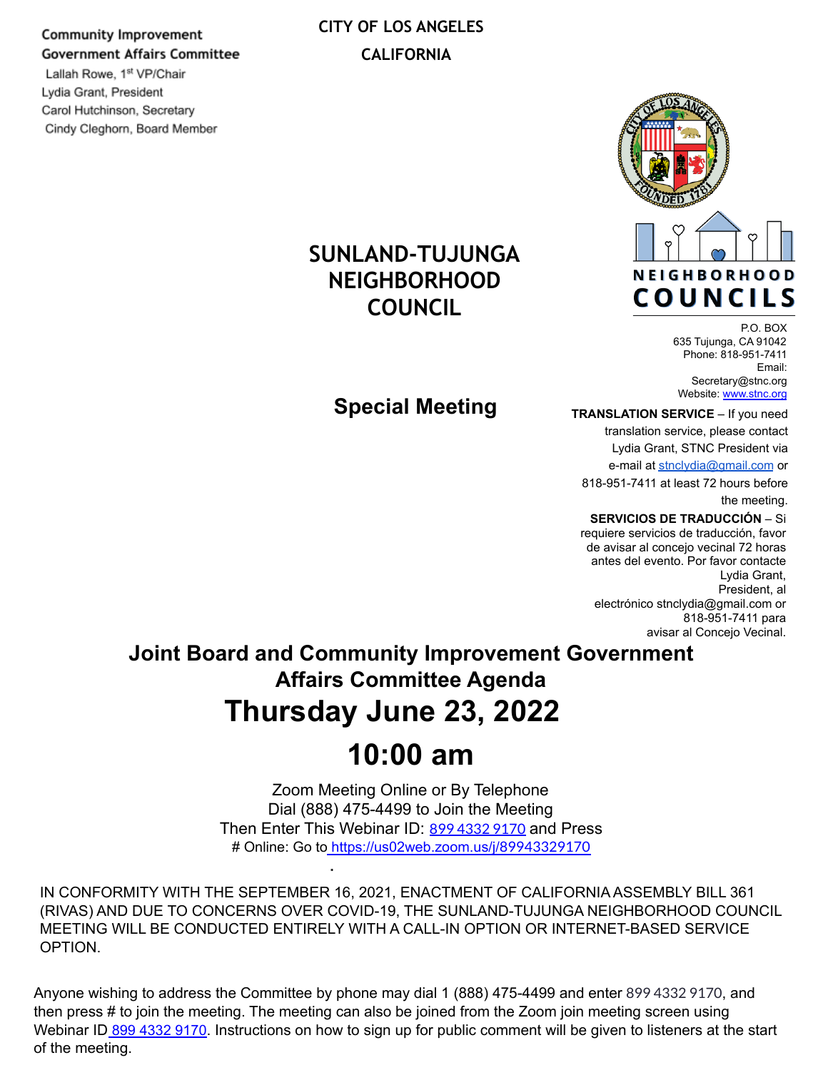**Community Improvement**
**Government Affairs Committee**
Lallah Rowe, 1st VP/Chair
Lydia Grant, President
Carol Hutchinson, Secretary
Cindy Cleghorn, Board Member

**CITY OF LOS ANGELES**
**CALIFORNIA**

# SUNLAND-TUJUNGA NEIGHBORHOOD COUNCIL

NEIGHBORHOOD COUNCILS

P.O. BOX
635 Tujunga, CA 91042
Phone: 818-951-7411
Email:
Secretary@stnc.org
Website: www.stnc.org

## Special Meeting

**TRANSLATION SERVICE** – If you need translation service, please contact Lydia Grant, STNC President via e-mail at stnclydia@gmail.com or 818-951-7411 at least 72 hours before the meeting.

**SERVICIOS DE TRADUCCIÓN** – Si requiere servicios de traducción, favor de avisar al concejo vecinal 72 horas antes del evento. Por favor contacte Lydia Grant, President, al electrónico stnclydia@gmail.com or 818-951-7411 para avisar al Concejo Vecinal.

## Joint Board and Community Improvement Government Affairs Committee Agenda

# Thursday June 23, 2022

# 10:00 am

Zoom Meeting Online or By Telephone
Dial (888) 475-4499 to Join the Meeting
Then Enter This Webinar ID: 899 4332 9170 and Press
# Online: Go to https://us02web.zoom.us/j/89943329170

IN CONFORMITY WITH THE SEPTEMBER 16, 2021, ENACTMENT OF CALIFORNIA ASSEMBLY BILL 361 (RIVAS) AND DUE TO CONCERNS OVER COVID-19, THE SUNLAND-TUJUNGA NEIGHBORHOOD COUNCIL MEETING WILL BE CONDUCTED ENTIRELY WITH A CALL-IN OPTION OR INTERNET-BASED SERVICE OPTION.

Anyone wishing to address the Committee by phone may dial 1 (888) 475-4499 and enter 899 4332 9170, and then press # to join the meeting. The meeting can also be joined from the Zoom join meeting screen using Webinar ID 899 4332 9170. Instructions on how to sign up for public comment will be given to listeners at the start of the meeting.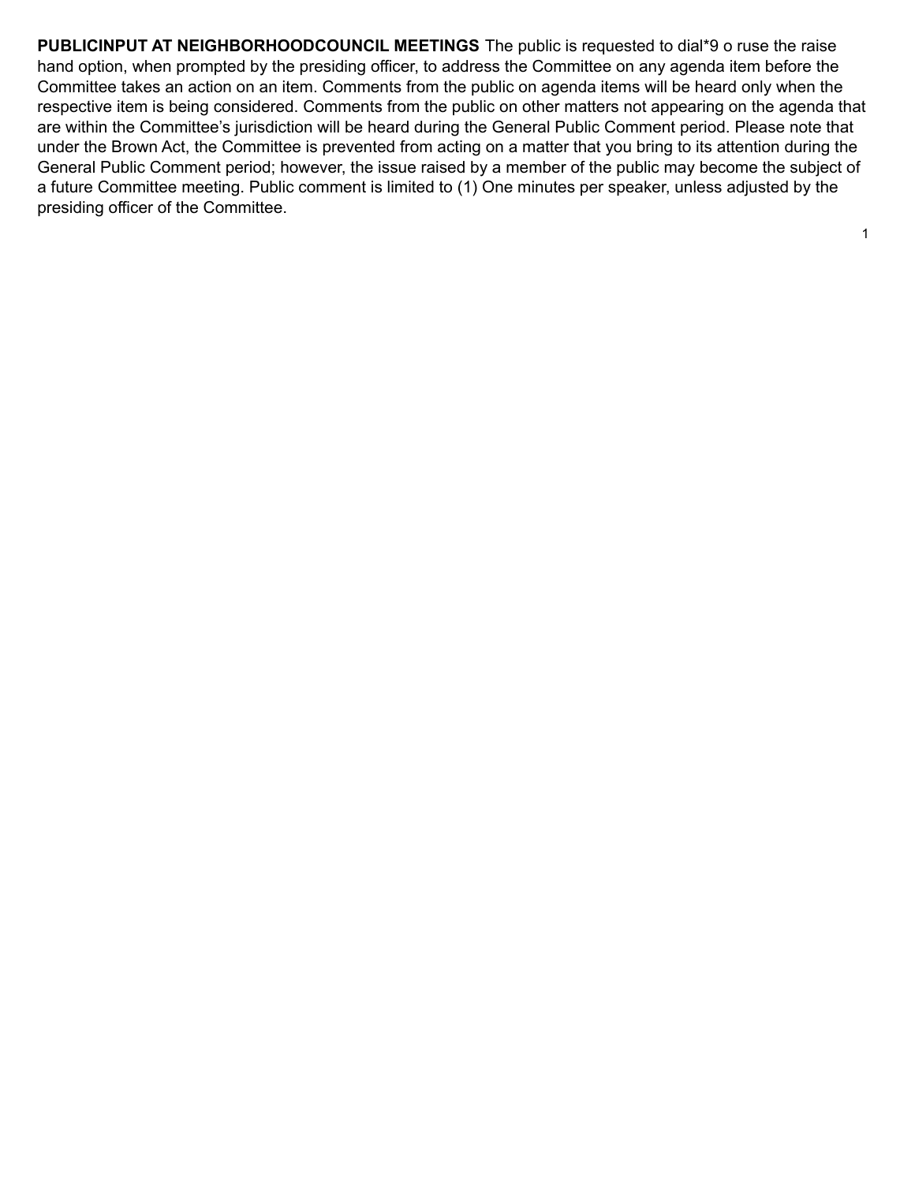**PUBLICINPUT AT NEIGHBORHOODCOUNCIL MEETINGS** The public is requested to dial*9 o ruse the raise hand option, when prompted by the presiding officer, to address the Committee on any agenda item before the Committee takes an action on an item. Comments from the public on agenda items will be heard only when the respective item is being considered. Comments from the public on other matters not appearing on the agenda that are within the Committee's jurisdiction will be heard during the General Public Comment period. Please note that under the Brown Act, the Committee is prevented from acting on a matter that you bring to its attention during the General Public Comment period; however, the issue raised by a member of the public may become the subject of a future Committee meeting. Public comment is limited to (1) One minutes per speaker, unless adjusted by the presiding officer of the Committee.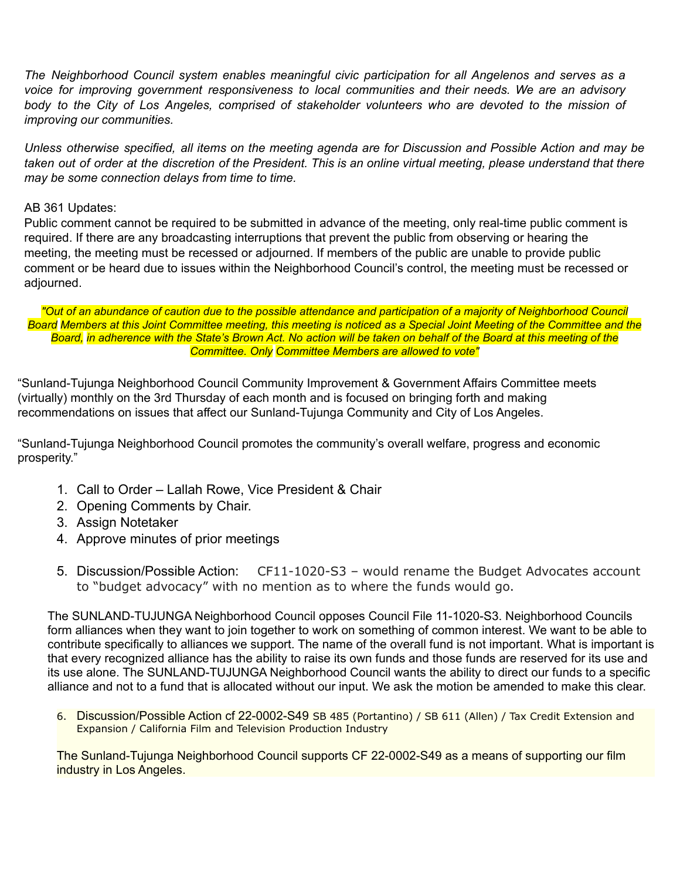*The Neighborhood Council system enables meaningful civic participation for all Angelenos and serves as a voice for improving government responsiveness to local communities and their needs. We are an advisory body to the City of Los Angeles, comprised of stakeholder volunteers who are devoted to the mission of improving our communities.*

*Unless otherwise specified, all items on the meeting agenda are for Discussion and Possible Action and may be taken out of order at the discretion of the President. This is an online virtual meeting, please understand that there may be some connection delays from time to time.*

AB 361 Updates:
Public comment cannot be required to be submitted in advance of the meeting, only real-time public comment is required. If there are any broadcasting interruptions that prevent the public from observing or hearing the meeting, the meeting must be recessed or adjourned. If members of the public are unable to provide public comment or be heard due to issues within the Neighborhood Council's control, the meeting must be recessed or adjourned.

*"Out of an abundance of caution due to the possible attendance and participation of a majority of Neighborhood Council Board Members at this Joint Committee meeting, this meeting is noticed as a Special Joint Meeting of the Committee and the Board, in adherence with the State's Brown Act. No action will be taken on behalf of the Board at this meeting of the Committee. Only Committee Members are allowed to vote"*

"Sunland-Tujunga Neighborhood Council Community Improvement & Government Affairs Committee meets (virtually) monthly on the 3rd Thursday of each month and is focused on bringing forth and making recommendations on issues that affect our Sunland-Tujunga Community and City of Los Angeles.

"Sunland-Tujunga Neighborhood Council promotes the community's overall welfare, progress and economic prosperity."

1. Call to Order – Lallah Rowe, Vice President & Chair
2. Opening Comments by Chair.
3. Assign Notetaker
4. Approve minutes of prior meetings
5. Discussion/Possible Action: CF11-1020-S3 – would rename the Budget Advocates account to "budget advocacy" with no mention as to where the funds would go.

The SUNLAND-TUJUNGA Neighborhood Council opposes Council File 11-1020-S3. Neighborhood Councils form alliances when they want to join together to work on something of common interest. We want to be able to contribute specifically to alliances we support. The name of the overall fund is not important. What is important is that every recognized alliance has the ability to raise its own funds and those funds are reserved for its use and its use alone. The SUNLAND-TUJUNGA Neighborhood Council wants the ability to direct our funds to a specific alliance and not to a fund that is allocated without our input. We ask the motion be amended to make this clear.

6. Discussion/Possible Action cf 22-0002-S49 SB 485 (Portantino) / SB 611 (Allen) / Tax Credit Extension and Expansion / California Film and Television Production Industry

The Sunland-Tujunga Neighborhood Council supports CF 22-0002-S49 as a means of supporting our film industry in Los Angeles.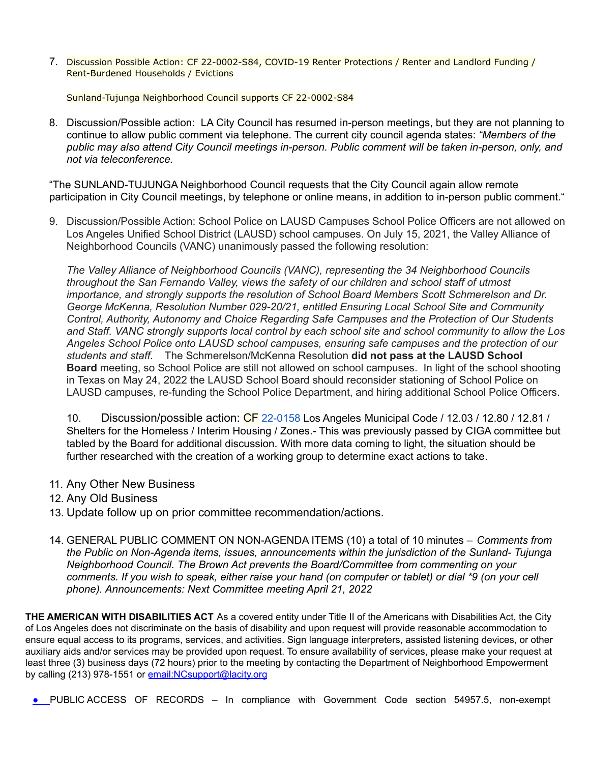7. Discussion Possible Action: CF 22-0002-S84, COVID-19 Renter Protections / Renter and Landlord Funding / Rent-Burdened Households / Evictions

   Sunland-Tujunga Neighborhood Council supports CF 22-0002-S84

8. Discussion/Possible action: LA City Council has resumed in-person meetings, but they are not planning to continue to allow public comment via telephone. The current city council agenda states: *"Members of the public may also attend City Council meetings in-person. Public comment will be taken in-person, only, and not via teleconference.*

"The SUNLAND-TUJUNGA Neighborhood Council requests that the City Council again allow remote participation in City Council meetings, by telephone or online means, in addition to in-person public comment."

9. Discussion/Possible Action: School Police on LAUSD Campuses School Police Officers are not allowed on Los Angeles Unified School District (LAUSD) school campuses. On July 15, 2021, the Valley Alliance of Neighborhood Councils (VANC) unanimously passed the following resolution:

   *The Valley Alliance of Neighborhood Councils (VANC), representing the 34 Neighborhood Councils throughout the San Fernando Valley, views the safety of our children and school staff of utmost importance, and strongly supports the resolution of School Board Members Scott Schmerelson and Dr. George McKenna, Resolution Number 029-20/21, entitled Ensuring Local School Site and Community Control, Authority, Autonomy and Choice Regarding Safe Campuses and the Protection of Our Students and Staff. VANC strongly supports local control by each school site and school community to allow the Los Angeles School Police onto LAUSD school campuses, ensuring safe campuses and the protection of our students and staff.* The Schmerelson/McKenna Resolution **did not pass at the LAUSD School Board** meeting, so School Police are still not allowed on school campuses. In light of the school shooting in Texas on May 24, 2022 the LAUSD School Board should reconsider stationing of School Police on LAUSD campuses, re-funding the School Police Department, and hiring additional School Police Officers.

10. Discussion/possible action: CF 22-0158 Los Angeles Municipal Code / 12.03 / 12.80 / 12.81 / Shelters for the Homeless / Interim Housing / Zones.- This was previously passed by CIGA committee but tabled by the Board for additional discussion. With more data coming to light, the situation should be further researched with the creation of a working group to determine exact actions to take.

11. Any Other New Business
12. Any Old Business
13. Update follow up on prior committee recommendation/actions.

14. GENERAL PUBLIC COMMENT ON NON-AGENDA ITEMS (10) a total of 10 minutes – *Comments from the Public on Non-Agenda items, issues, announcements within the jurisdiction of the Sunland- Tujunga Neighborhood Council. The Brown Act prevents the Board/Committee from commenting on your comments. If you wish to speak, either raise your hand (on computer or tablet) or dial \*9 (on your cell phone). Announcements: Next Committee meeting April 21, 2022*

**THE AMERICAN WITH DISABILITIES ACT** As a covered entity under Title II of the Americans with Disabilities Act, the City of Los Angeles does not discriminate on the basis of disability and upon request will provide reasonable accommodation to ensure equal access to its programs, services, and activities. Sign language interpreters, assisted listening devices, or other auxiliary aids and/or services may be provided upon request. To ensure availability of services, please make your request at least three (3) business days (72 hours) prior to the meeting by contacting the Department of Neighborhood Empowerment by calling (213) 978-1551 or email:NCsupport@lacity.org

- PUBLIC ACCESS OF RECORDS – In compliance with Government Code section 54957.5, non-exempt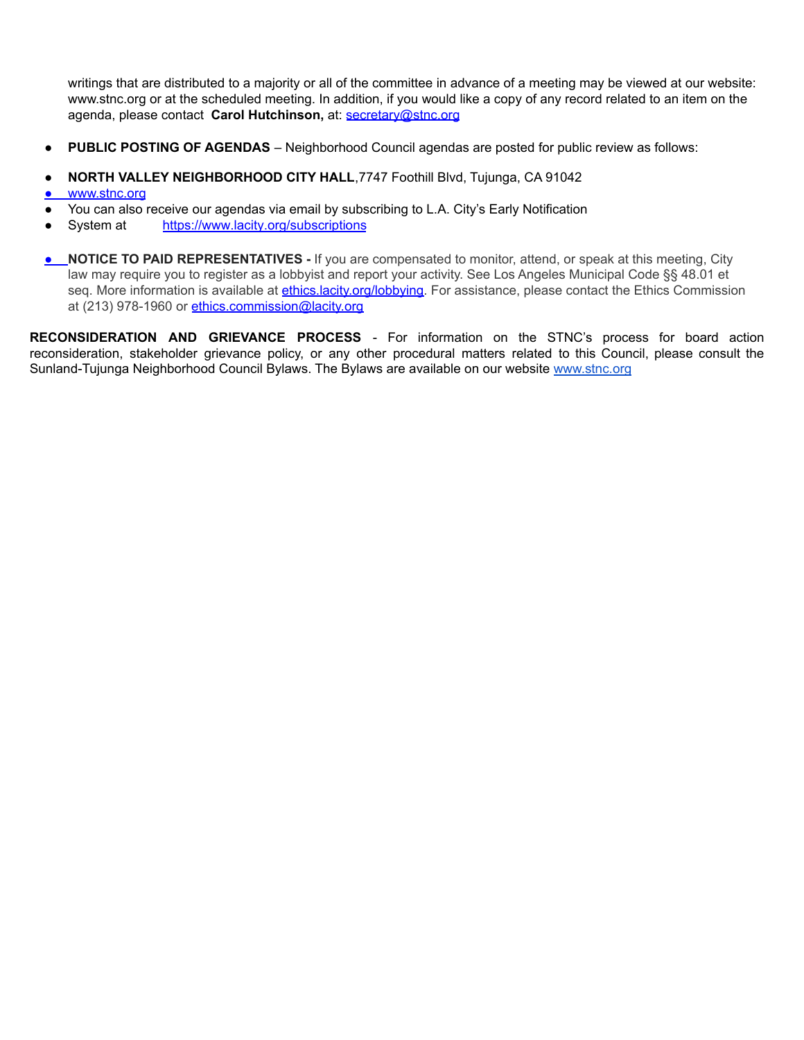writings that are distributed to a majority or all of the committee in advance of a meeting may be viewed at our website: www.stnc.org or at the scheduled meeting. In addition, if you would like a copy of any record related to an item on the agenda, please contact **Carol Hutchinson,** at: secretary@stnc.org

- **PUBLIC POSTING OF AGENDAS** – Neighborhood Council agendas are posted for public review as follows:
- **NORTH VALLEY NEIGHBORHOOD CITY HALL**,7747 Foothill Blvd, Tujunga, CA 91042
- www.stnc.org
- You can also receive our agendas via email by subscribing to L.A. City's Early Notification
- System at https://www.lacity.org/subscriptions
- **NOTICE TO PAID REPRESENTATIVES -** If you are compensated to monitor, attend, or speak at this meeting, City law may require you to register as a lobbyist and report your activity. See Los Angeles Municipal Code §§ 48.01 et seq. More information is available at ethics.lacity.org/lobbying. For assistance, please contact the Ethics Commission at (213) 978-1960 or ethics.commission@lacity.org

**RECONSIDERATION AND GRIEVANCE PROCESS** - For information on the STNC's process for board action reconsideration, stakeholder grievance policy, or any other procedural matters related to this Council, please consult the Sunland-Tujunga Neighborhood Council Bylaws. The Bylaws are available on our website www.stnc.org